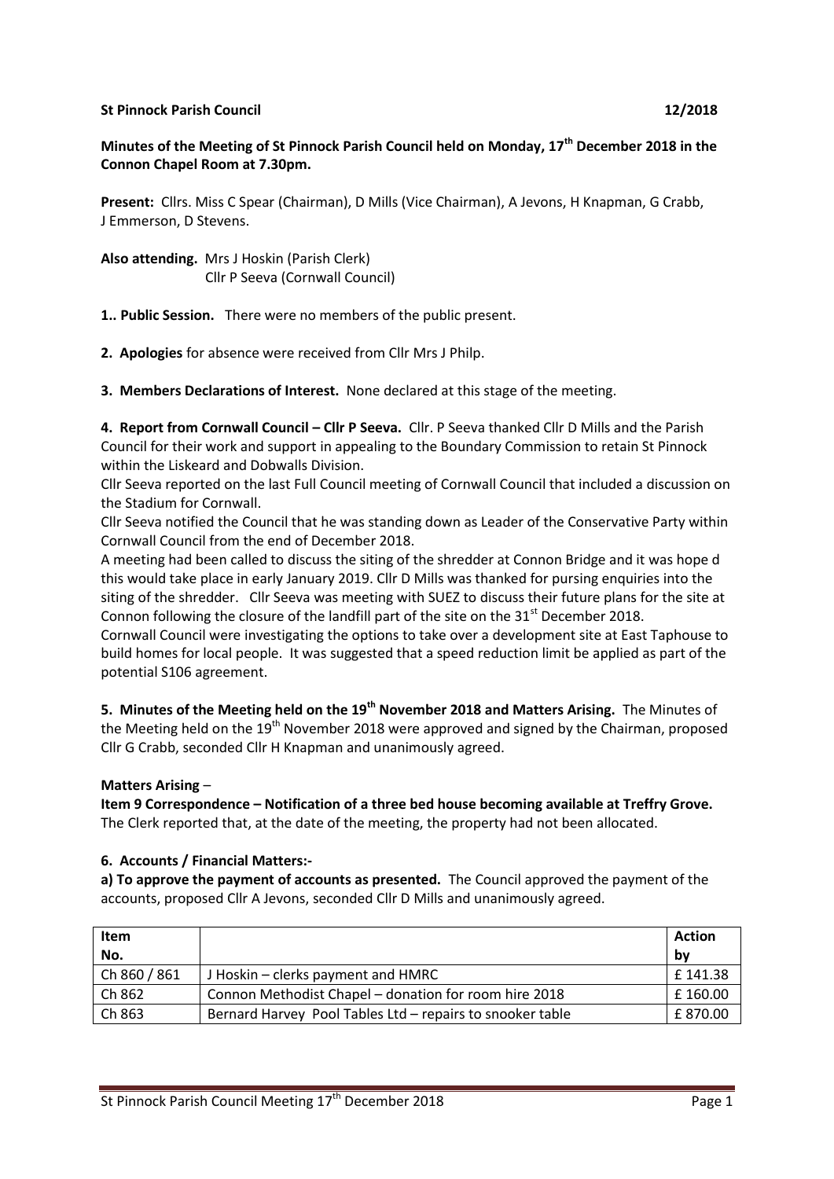**St Pinnock Parish Council** **12/2018**

**Minutes of the Meeting of St Pinnock Parish Council held on Monday, 17th December 2018 in the Connon Chapel Room at 7.30pm.**

**Present:** Cllrs. Miss C Spear (Chairman), D Mills (Vice Chairman), A Jevons, H Knapman, G Crabb, J Emmerson, D Stevens.

**Also attending.** Mrs J Hoskin (Parish Clerk)
Cllr P Seeva (Cornwall Council)

**1.. Public Session.** There were no members of the public present.

**2. Apologies** for absence were received from Cllr Mrs J Philp.

**3. Members Declarations of Interest.** None declared at this stage of the meeting.

**4. Report from Cornwall Council – Cllr P Seeva.** Cllr. P Seeva thanked Cllr D Mills and the Parish Council for their work and support in appealing to the Boundary Commission to retain St Pinnock within the Liskeard and Dobwalls Division.

Cllr Seeva reported on the last Full Council meeting of Cornwall Council that included a discussion on the Stadium for Cornwall.

Cllr Seeva notified the Council that he was standing down as Leader of the Conservative Party within Cornwall Council from the end of December 2018.

A meeting had been called to discuss the siting of the shredder at Connon Bridge and it was hope d this would take place in early January 2019. Cllr D Mills was thanked for pursing enquiries into the siting of the shredder. Cllr Seeva was meeting with SUEZ to discuss their future plans for the site at Connon following the closure of the landfill part of the site on the 31st December 2018.

Cornwall Council were investigating the options to take over a development site at East Taphouse to build homes for local people. It was suggested that a speed reduction limit be applied as part of the potential S106 agreement.

**5. Minutes of the Meeting held on the 19th November 2018 and Matters Arising.** The Minutes of the Meeting held on the 19th November 2018 were approved and signed by the Chairman, proposed Cllr G Crabb, seconded Cllr H Knapman and unanimously agreed.

**Matters Arising** –

**Item 9 Correspondence – Notification of a three bed house becoming available at Treffry Grove.** The Clerk reported that, at the date of the meeting, the property had not been allocated.

**6. Accounts / Financial Matters:-**

**a) To approve the payment of accounts as presented.** The Council approved the payment of the accounts, proposed Cllr A Jevons, seconded Cllr D Mills and unanimously agreed.

| Item No. | | Action by |
|---|---|---|
| Ch 860 / 861 | J Hoskin – clerks payment and HMRC | £ 141.38 |
| Ch 862 | Connon Methodist Chapel – donation for room hire 2018 | £ 160.00 |
| Ch 863 | Bernard Harvey Pool Tables Ltd – repairs to snooker table | £ 870.00 |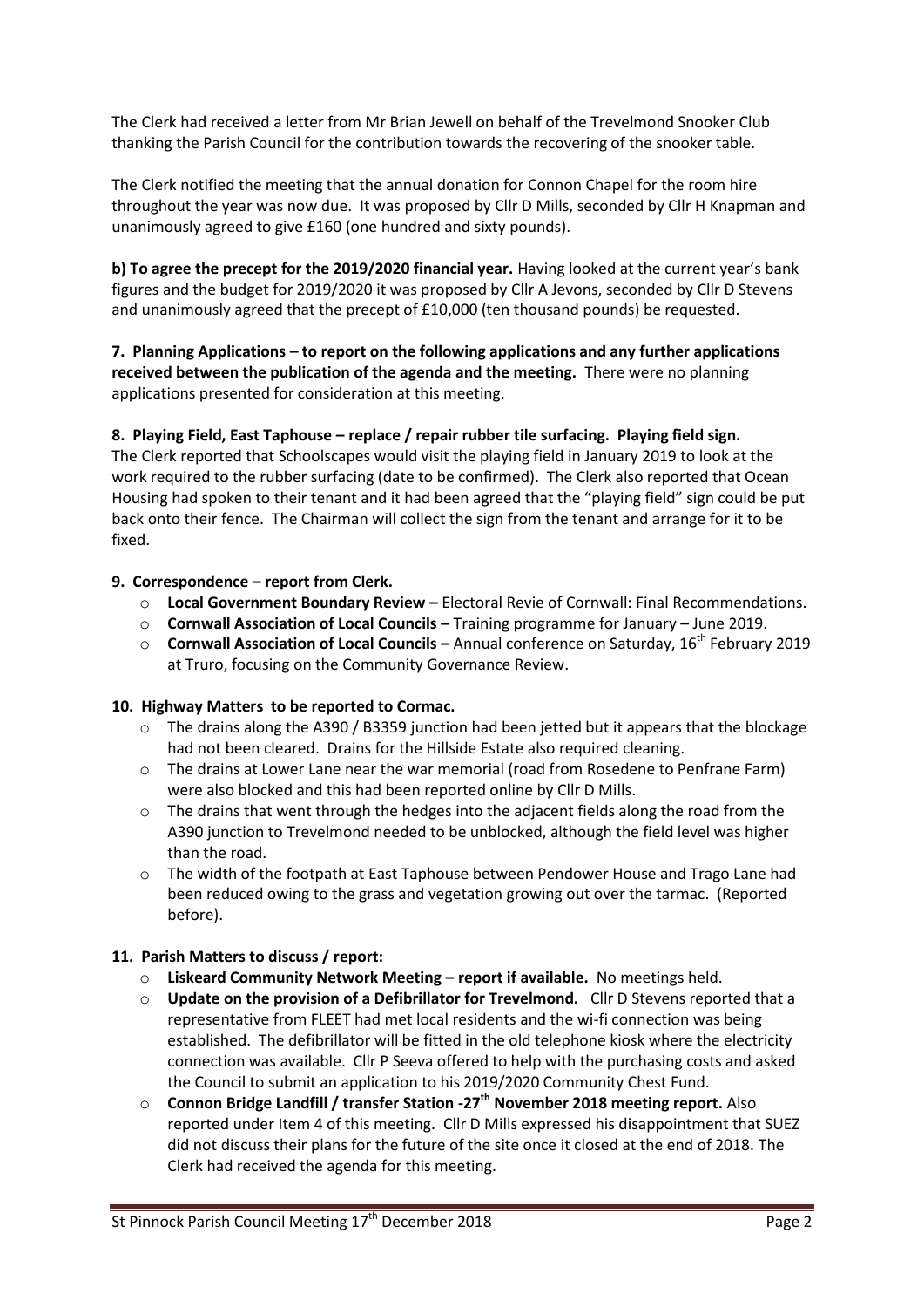The Clerk had received a letter from Mr Brian Jewell on behalf of the Trevelmond Snooker Club thanking the Parish Council for the contribution towards the recovering of the snooker table.

The Clerk notified the meeting that the annual donation for Connon Chapel for the room hire throughout the year was now due. It was proposed by Cllr D Mills, seconded by Cllr H Knapman and unanimously agreed to give £160 (one hundred and sixty pounds).

**b) To agree the precept for the 2019/2020 financial year.** Having looked at the current year's bank figures and the budget for 2019/2020 it was proposed by Cllr A Jevons, seconded by Cllr D Stevens and unanimously agreed that the precept of £10,000 (ten thousand pounds) be requested.

**7. Planning Applications – to report on the following applications and any further applications received between the publication of the agenda and the meeting.** There were no planning applications presented for consideration at this meeting.

**8. Playing Field, East Taphouse – replace / repair rubber tile surfacing. Playing field sign.**
The Clerk reported that Schoolscapes would visit the playing field in January 2019 to look at the work required to the rubber surfacing (date to be confirmed). The Clerk also reported that Ocean Housing had spoken to their tenant and it had been agreed that the "playing field" sign could be put back onto their fence. The Chairman will collect the sign from the tenant and arrange for it to be fixed.

**9. Correspondence – report from Clerk.**

- **Local Government Boundary Review –** Electoral Revie of Cornwall: Final Recommendations.
- **Cornwall Association of Local Councils –** Training programme for January – June 2019.
- **Cornwall Association of Local Councils –** Annual conference on Saturday, 16th February 2019 at Truro, focusing on the Community Governance Review.

**10. Highway Matters to be reported to Cormac.**

- The drains along the A390 / B3359 junction had been jetted but it appears that the blockage had not been cleared. Drains for the Hillside Estate also required cleaning.
- The drains at Lower Lane near the war memorial (road from Rosedene to Penfrane Farm) were also blocked and this had been reported online by Cllr D Mills.
- The drains that went through the hedges into the adjacent fields along the road from the A390 junction to Trevelmond needed to be unblocked, although the field level was higher than the road.
- The width of the footpath at East Taphouse between Pendower House and Trago Lane had been reduced owing to the grass and vegetation growing out over the tarmac. (Reported before).

**11. Parish Matters to discuss / report:**

- **Liskeard Community Network Meeting – report if available.** No meetings held.
- **Update on the provision of a Defibrillator for Trevelmond.** Cllr D Stevens reported that a representative from FLEET had met local residents and the wi-fi connection was being established. The defibrillator will be fitted in the old telephone kiosk where the electricity connection was available. Cllr P Seeva offered to help with the purchasing costs and asked the Council to submit an application to his 2019/2020 Community Chest Fund.
- **Connon Bridge Landfill / transfer Station -27th November 2018 meeting report.** Also reported under Item 4 of this meeting. Cllr D Mills expressed his disappointment that SUEZ did not discuss their plans for the future of the site once it closed at the end of 2018. The Clerk had received the agenda for this meeting.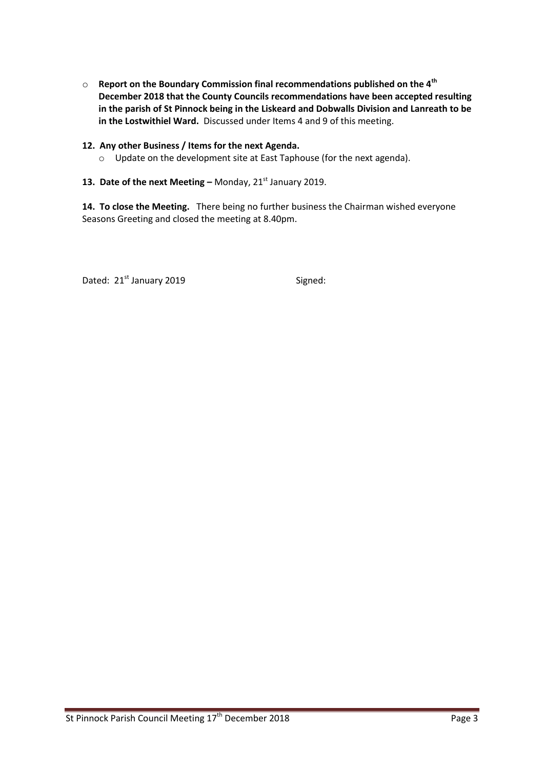- **Report on the Boundary Commission final recommendations published on the 4th December 2018 that the County Councils recommendations have been accepted resulting in the parish of St Pinnock being in the Liskeard and Dobwalls Division and Lanreath to be in the Lostwithiel Ward.** Discussed under Items 4 and 9 of this meeting.

**12. Any other Business / Items for the next Agenda.**

- Update on the development site at East Taphouse (for the next agenda).

**13. Date of the next Meeting –** Monday, 21st January 2019.

**14. To close the Meeting.** There being no further business the Chairman wished everyone Seasons Greeting and closed the meeting at 8.40pm.

Dated: 21st January 2019 Signed: